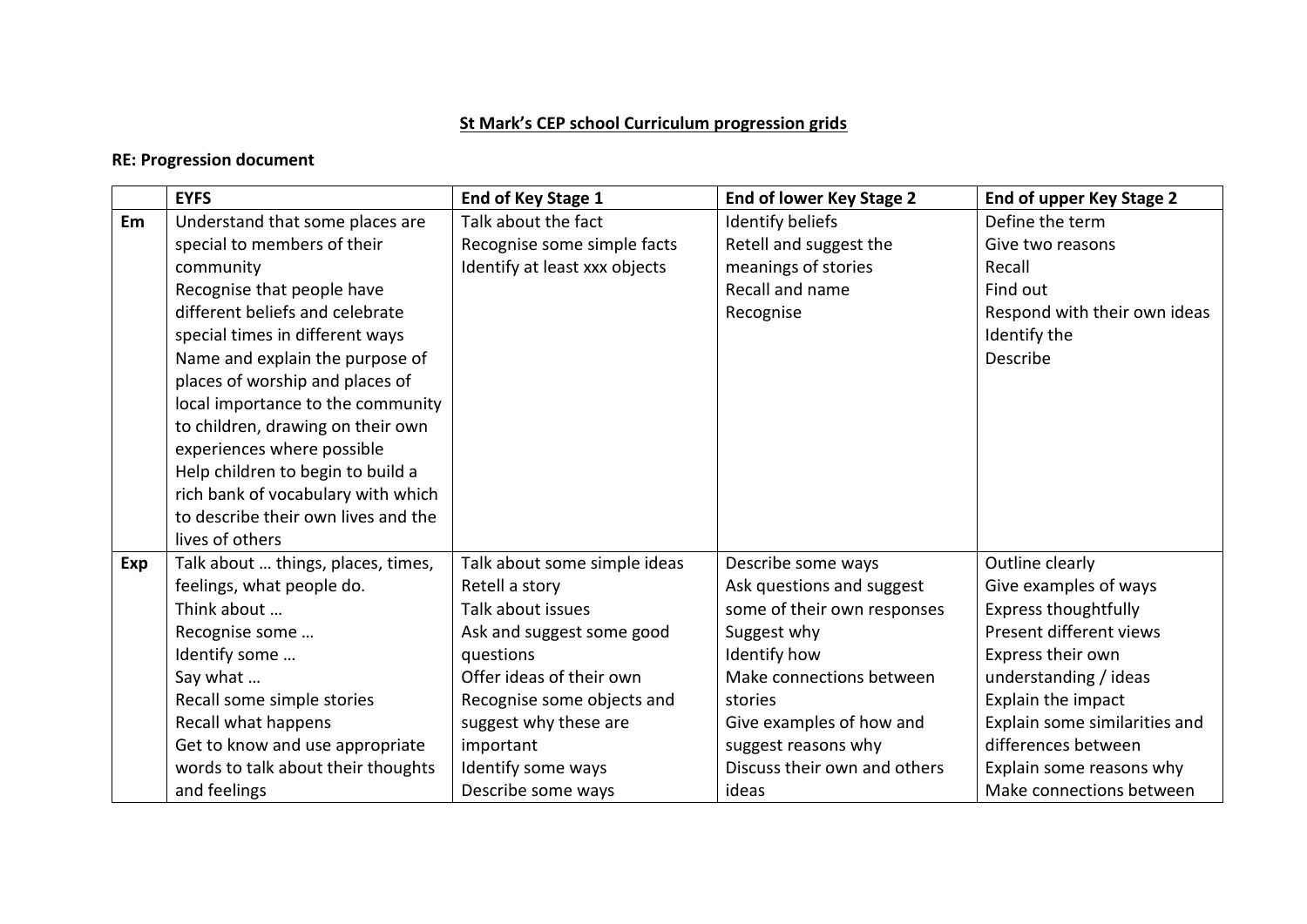**St Mark's CEP school Curriculum progression grids**

**RE: Progression document**

| | EYFS | End of Key Stage 1 | End of lower Key Stage 2 | End of upper Key Stage 2 |
|---|---|---|---|---|
| **Em** | Understand that some places are special to members of their community<br>Recognise that people have different beliefs and celebrate special times in different ways<br>Name and explain the purpose of places of worship and places of local importance to the community to children, drawing on their own experiences where possible<br>Help children to begin to build a rich bank of vocabulary with which to describe their own lives and the lives of others | Talk about the fact<br>Recognise some simple facts<br>Identify at least xxx objects | Identify beliefs<br>Retell and suggest the meanings of stories<br>Recall and name<br>Recognise | Define the term<br>Give two reasons<br>Recall<br>Find out<br>Respond with their own ideas<br>Identify the<br>Describe |
| **Exp** | Talk about … things, places, times, feelings, what people do.<br>Think about …<br>Recognise some …<br>Identify some …<br>Say what …<br>Recall some simple stories<br>Recall what happens<br>Get to know and use appropriate words to talk about their thoughts and feelings | Talk about some simple ideas<br>Retell a story<br>Talk about issues<br>Ask and suggest some good questions<br>Offer ideas of their own<br>Recognise some objects and suggest why these are important<br>Identify some ways<br>Describe some ways | Describe some ways<br>Ask questions and suggest some of their own responses<br>Suggest why<br>Identify how<br>Make connections between stories<br>Give examples of how and suggest reasons why<br>Discuss their own and others ideas | Outline clearly<br>Give examples of ways<br>Express thoughtfully<br>Present different views<br>Express their own understanding / ideas<br>Explain the impact<br>Explain some similarities and differences between<br>Explain some reasons why<br>Make connections between |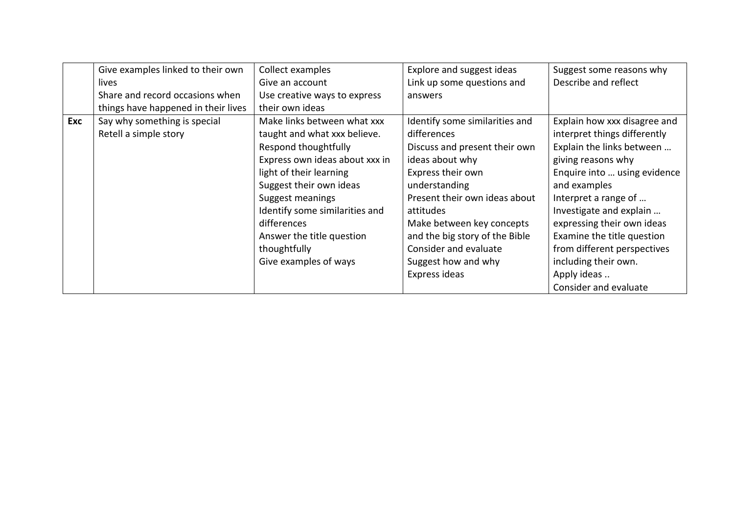| | | | | |
|---|---|---|---|---|
| | Give examples linked to their own lives<br>Share and record occasions when things have happened in their lives | Collect examples<br>Give an account<br>Use creative ways to express their own ideas | Explore and suggest ideas<br>Link up some questions and answers | Suggest some reasons why<br>Describe and reflect |
| **Exc** | Say why something is special<br>Retell a simple story | Make links between what xxx taught and what xxx believe.<br>Respond thoughtfully<br>Express own ideas about xxx in light of their learning<br>Suggest their own ideas<br>Suggest meanings<br>Identify some similarities and differences<br>Answer the title question thoughtfully<br>Give examples of ways | Identify some similarities and differences<br>Discuss and present their own ideas about why<br>Express their own understanding<br>Present their own ideas about attitudes<br>Make between key concepts and the big story of the Bible<br>Consider and evaluate<br>Suggest how and why<br>Express ideas | Explain how xxx disagree and interpret things differently<br>Explain the links between … giving reasons why<br>Enquire into … using evidence and examples<br>Interpret a range of …<br>Investigate and explain … expressing their own ideas<br>Examine the title question from different perspectives including their own.<br>Apply ideas ..<br>Consider and evaluate |